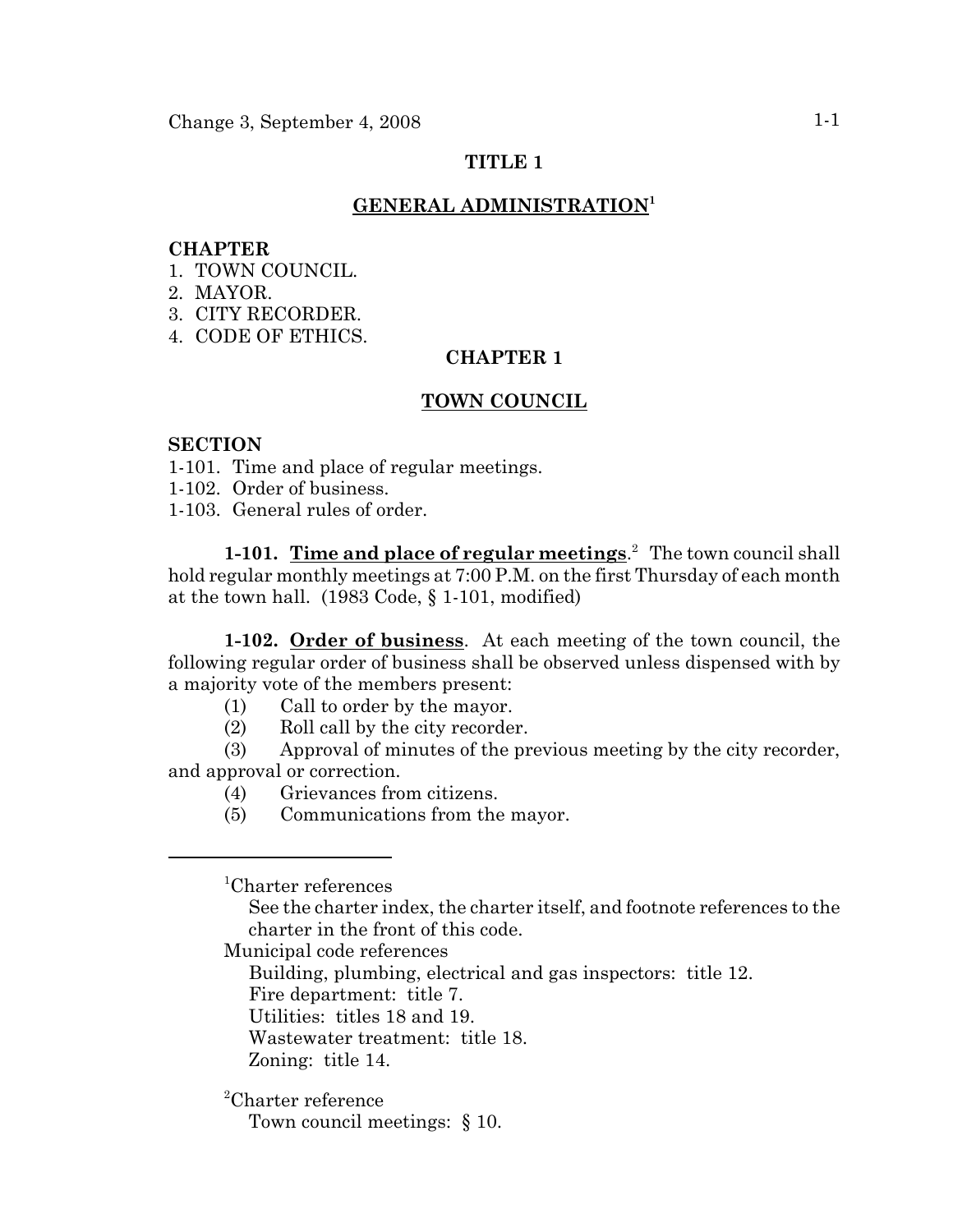# TITLE 1

## GENERAL ADMINISTRATION[1]

**CHAPTER**

1. TOWN COUNCIL.
2. MAYOR.
3. CITY RECORDER.
4. CODE OF ETHICS.

## CHAPTER 1

## TOWN COUNCIL

**SECTION**

1-101. Time and place of regular meetings.
1-102. Order of business.
1-103. General rules of order.

**1-101. Time and place of regular meetings**.[2] The town council shall hold regular monthly meetings at 7:00 P.M. on the first Thursday of each month at the town hall. (1983 Code, § 1-101, modified)

**1-102. Order of business**. At each meeting of the town council, the following regular order of business shall be observed unless dispensed with by a majority vote of the members present:

(1) Call to order by the mayor.
(2) Roll call by the city recorder.
(3) Approval of minutes of the previous meeting by the city recorder, and approval or correction.
(4) Grievances from citizens.
(5) Communications from the mayor.

---

[1]Charter references
See the charter index, the charter itself, and footnote references to the charter in the front of this code.
Municipal code references
Building, plumbing, electrical and gas inspectors: title 12.
Fire department: title 7.
Utilities: titles 18 and 19.
Wastewater treatment: title 18.
Zoning: title 14.

[2]Charter reference
Town council meetings: § 10.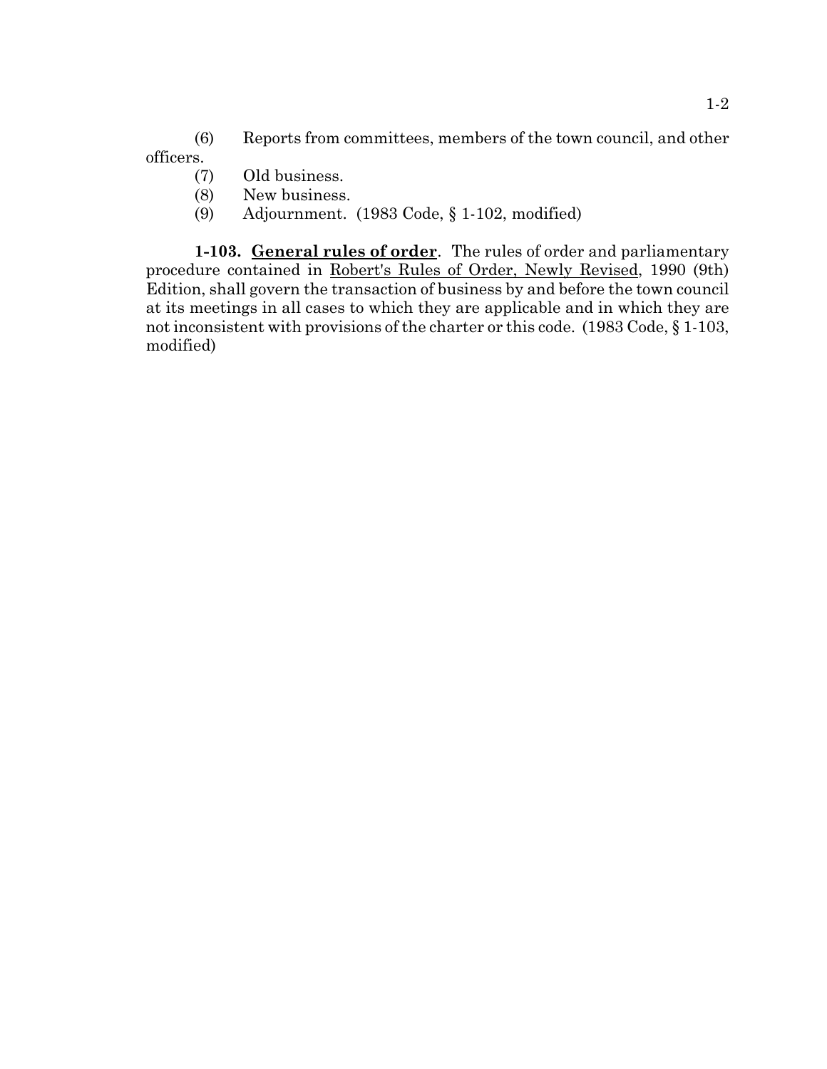(6) Reports from committees, members of the town council, and other officers.

(7) Old business.

(8) New business.

(9) Adjournment. (1983 Code, § 1-102, modified)

**1-103. General rules of order**. The rules of order and parliamentary procedure contained in Robert's Rules of Order, Newly Revised, 1990 (9th) Edition, shall govern the transaction of business by and before the town council at its meetings in all cases to which they are applicable and in which they are not inconsistent with provisions of the charter or this code. (1983 Code, § 1-103, modified)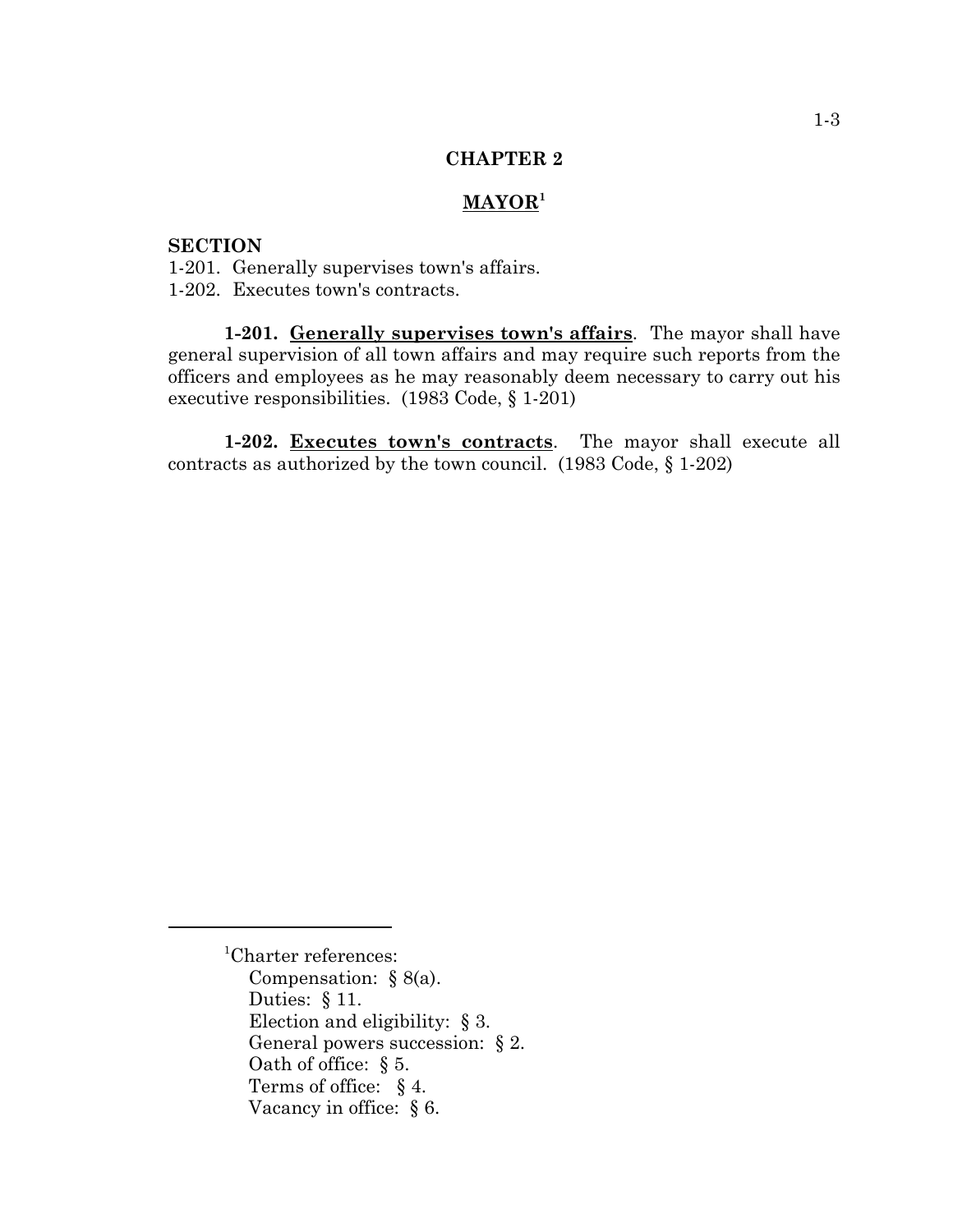# CHAPTER 2

## MAYOR[1]

**SECTION**

1-201. Generally supervises town's affairs.
1-202. Executes town's contracts.

**1-201. Generally supervises town's affairs**. The mayor shall have general supervision of all town affairs and may require such reports from the officers and employees as he may reasonably deem necessary to carry out his executive responsibilities. (1983 Code, § 1-201)

**1-202. Executes town's contracts**. The mayor shall execute all contracts as authorized by the town council. (1983 Code, § 1-202)

---

[1]Charter references:
Compensation: § 8(a).
Duties: § 11.
Election and eligibility: § 3.
General powers succession: § 2.
Oath of office: § 5.
Terms of office: § 4.
Vacancy in office: § 6.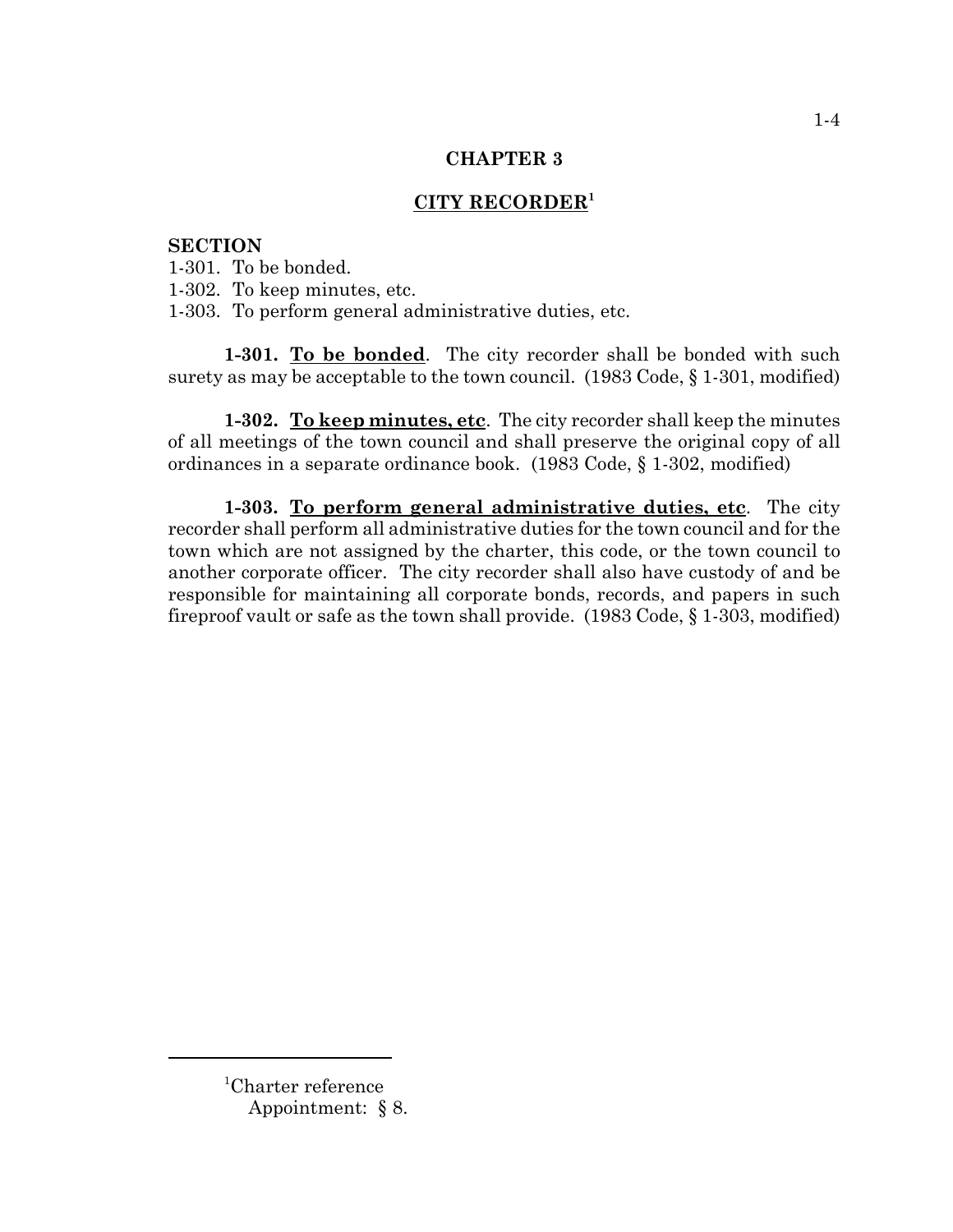## CHAPTER 3

## CITY RECORDER[1]

**SECTION**

1-301. To be bonded.
1-302. To keep minutes, etc.
1-303. To perform general administrative duties, etc.

**1-301. To be bonded**. The city recorder shall be bonded with such surety as may be acceptable to the town council. (1983 Code, § 1-301, modified)

**1-302. To keep minutes, etc**. The city recorder shall keep the minutes of all meetings of the town council and shall preserve the original copy of all ordinances in a separate ordinance book. (1983 Code, § 1-302, modified)

**1-303. To perform general administrative duties, etc**. The city recorder shall perform all administrative duties for the town council and for the town which are not assigned by the charter, this code, or the town council to another corporate officer. The city recorder shall also have custody of and be responsible for maintaining all corporate bonds, records, and papers in such fireproof vault or safe as the town shall provide. (1983 Code, § 1-303, modified)

---

[1]Charter reference
Appointment: § 8.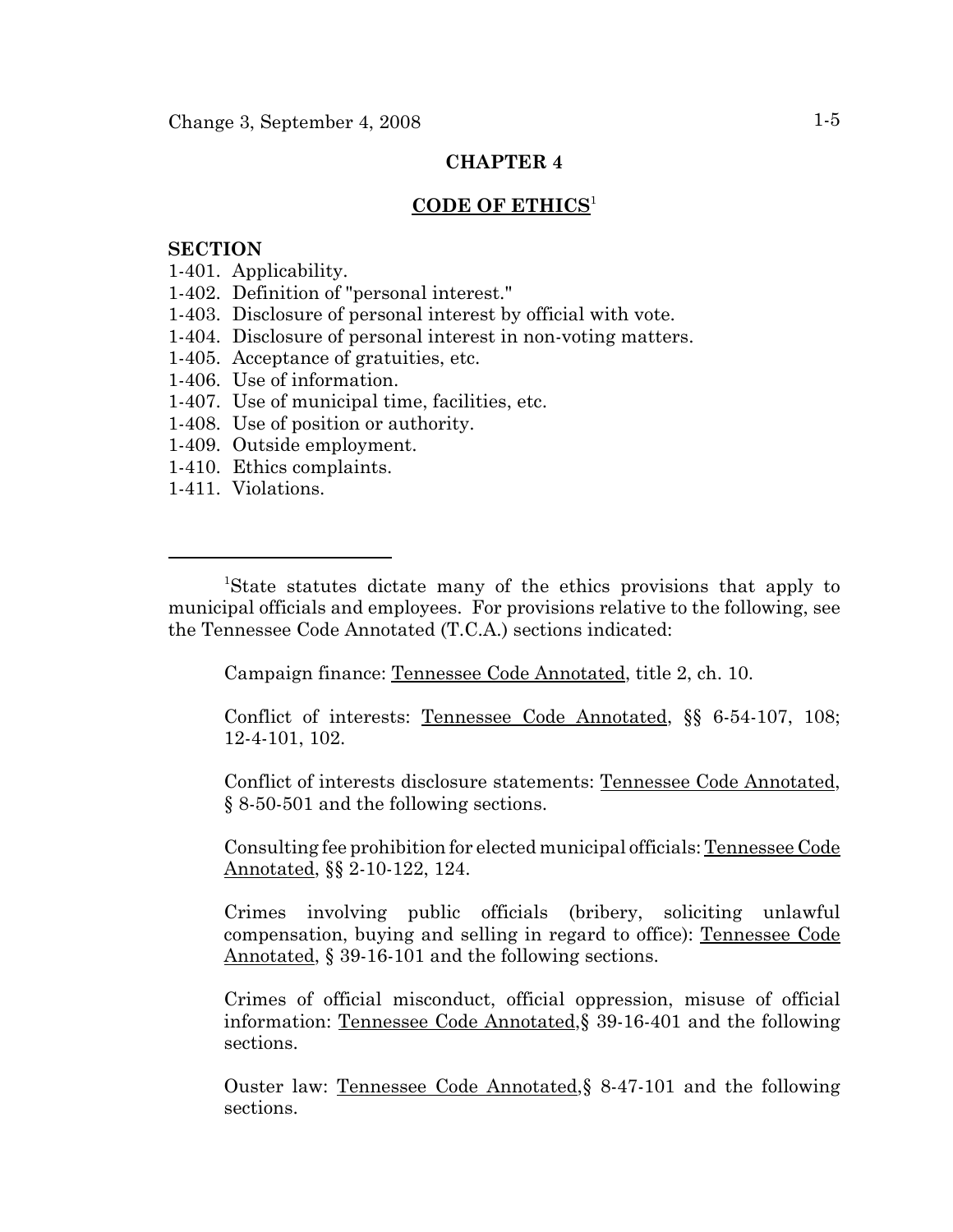## CHAPTER 4

## CODE OF ETHICS[1]

**SECTION**

1-401. Applicability.
1-402. Definition of "personal interest."
1-403. Disclosure of personal interest by official with vote.
1-404. Disclosure of personal interest in non-voting matters.
1-405. Acceptance of gratuities, etc.
1-406. Use of information.
1-407. Use of municipal time, facilities, etc.
1-408. Use of position or authority.
1-409. Outside employment.
1-410. Ethics complaints.
1-411. Violations.

---

[1]State statutes dictate many of the ethics provisions that apply to municipal officials and employees. For provisions relative to the following, see the Tennessee Code Annotated (T.C.A.) sections indicated:

Campaign finance: Tennessee Code Annotated, title 2, ch. 10.

Conflict of interests: Tennessee Code Annotated, §§ 6-54-107, 108; 12-4-101, 102.

Conflict of interests disclosure statements: Tennessee Code Annotated, § 8-50-501 and the following sections.

Consulting fee prohibition for elected municipal officials: Tennessee Code Annotated, §§ 2-10-122, 124.

Crimes involving public officials (bribery, soliciting unlawful compensation, buying and selling in regard to office): Tennessee Code Annotated, § 39-16-101 and the following sections.

Crimes of official misconduct, official oppression, misuse of official information: Tennessee Code Annotated,§ 39-16-401 and the following sections.

Ouster law: Tennessee Code Annotated,§ 8-47-101 and the following sections.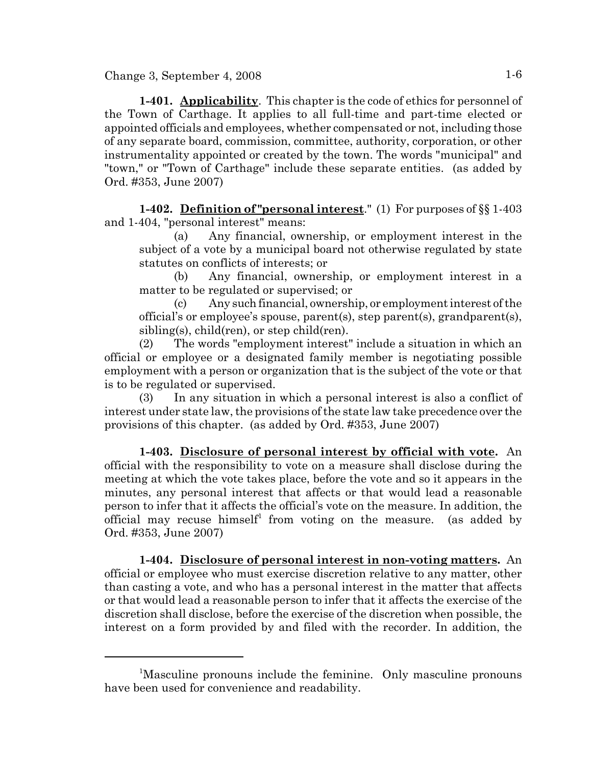**1-401. Applicability**. This chapter is the code of ethics for personnel of the Town of Carthage. It applies to all full-time and part-time elected or appointed officials and employees, whether compensated or not, including those of any separate board, commission, committee, authority, corporation, or other instrumentality appointed or created by the town. The words "municipal" and "town," or "Town of Carthage" include these separate entities. (as added by Ord. #353, June 2007)

**1-402. Definition of "personal interest**." (1) For purposes of §§ 1-403 and 1-404, "personal interest" means:

(a) Any financial, ownership, or employment interest in the subject of a vote by a municipal board not otherwise regulated by state statutes on conflicts of interests; or

(b) Any financial, ownership, or employment interest in a matter to be regulated or supervised; or

(c) Any such financial, ownership, or employment interest of the official's or employee's spouse, parent(s), step parent(s), grandparent(s), sibling(s), child(ren), or step child(ren).

(2) The words "employment interest" include a situation in which an official or employee or a designated family member is negotiating possible employment with a person or organization that is the subject of the vote or that is to be regulated or supervised.

(3) In any situation in which a personal interest is also a conflict of interest under state law, the provisions of the state law take precedence over the provisions of this chapter. (as added by Ord. #353, June 2007)

**1-403. Disclosure of personal interest by official with vote.** An official with the responsibility to vote on a measure shall disclose during the meeting at which the vote takes place, before the vote and so it appears in the minutes, any personal interest that affects or that would lead a reasonable person to infer that it affects the official's vote on the measure. In addition, the official may recuse himself[1] from voting on the measure. (as added by Ord. #353, June 2007)

**1-404. Disclosure of personal interest in non-voting matters.** An official or employee who must exercise discretion relative to any matter, other than casting a vote, and who has a personal interest in the matter that affects or that would lead a reasonable person to infer that it affects the exercise of the discretion shall disclose, before the exercise of the discretion when possible, the interest on a form provided by and filed with the recorder. In addition, the

---

[1]Masculine pronouns include the feminine. Only masculine pronouns have been used for convenience and readability.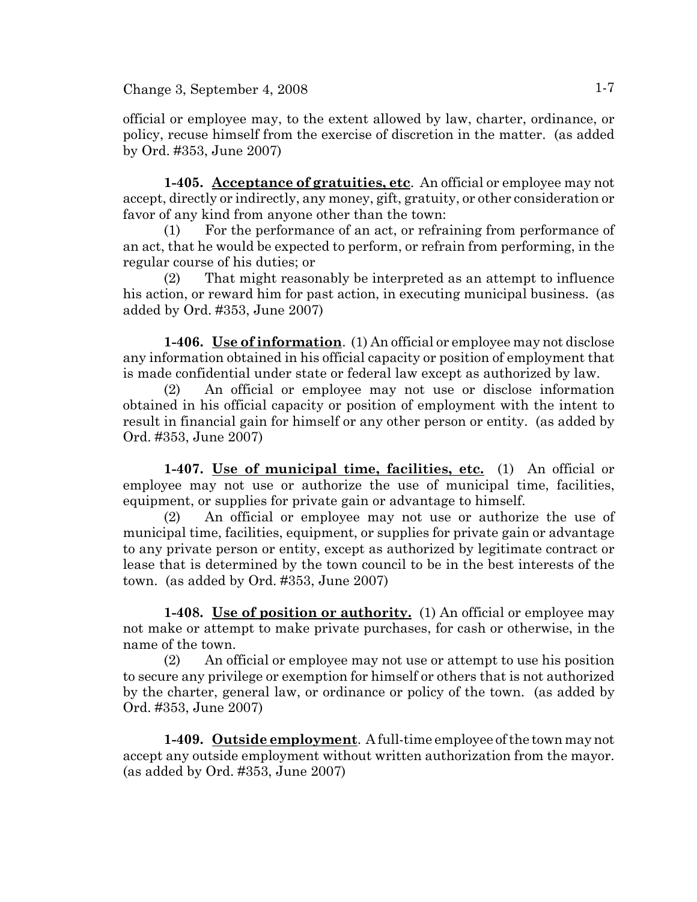official or employee may, to the extent allowed by law, charter, ordinance, or policy, recuse himself from the exercise of discretion in the matter. (as added by Ord. #353, June 2007)

**1-405. Acceptance of gratuities, etc.** An official or employee may not accept, directly or indirectly, any money, gift, gratuity, or other consideration or favor of any kind from anyone other than the town:

(1) For the performance of an act, or refraining from performance of an act, that he would be expected to perform, or refrain from performing, in the regular course of his duties; or

(2) That might reasonably be interpreted as an attempt to influence his action, or reward him for past action, in executing municipal business. (as added by Ord. #353, June 2007)

**1-406. Use of information.** (1) An official or employee may not disclose any information obtained in his official capacity or position of employment that is made confidential under state or federal law except as authorized by law.

(2) An official or employee may not use or disclose information obtained in his official capacity or position of employment with the intent to result in financial gain for himself or any other person or entity. (as added by Ord. #353, June 2007)

**1-407. Use of municipal time, facilities, etc.** (1) An official or employee may not use or authorize the use of municipal time, facilities, equipment, or supplies for private gain or advantage to himself.

(2) An official or employee may not use or authorize the use of municipal time, facilities, equipment, or supplies for private gain or advantage to any private person or entity, except as authorized by legitimate contract or lease that is determined by the town council to be in the best interests of the town. (as added by Ord. #353, June 2007)

**1-408. Use of position or authority.** (1) An official or employee may not make or attempt to make private purchases, for cash or otherwise, in the name of the town.

(2) An official or employee may not use or attempt to use his position to secure any privilege or exemption for himself or others that is not authorized by the charter, general law, or ordinance or policy of the town. (as added by Ord. #353, June 2007)

**1-409. Outside employment.** A full-time employee of the town may not accept any outside employment without written authorization from the mayor. (as added by Ord. #353, June 2007)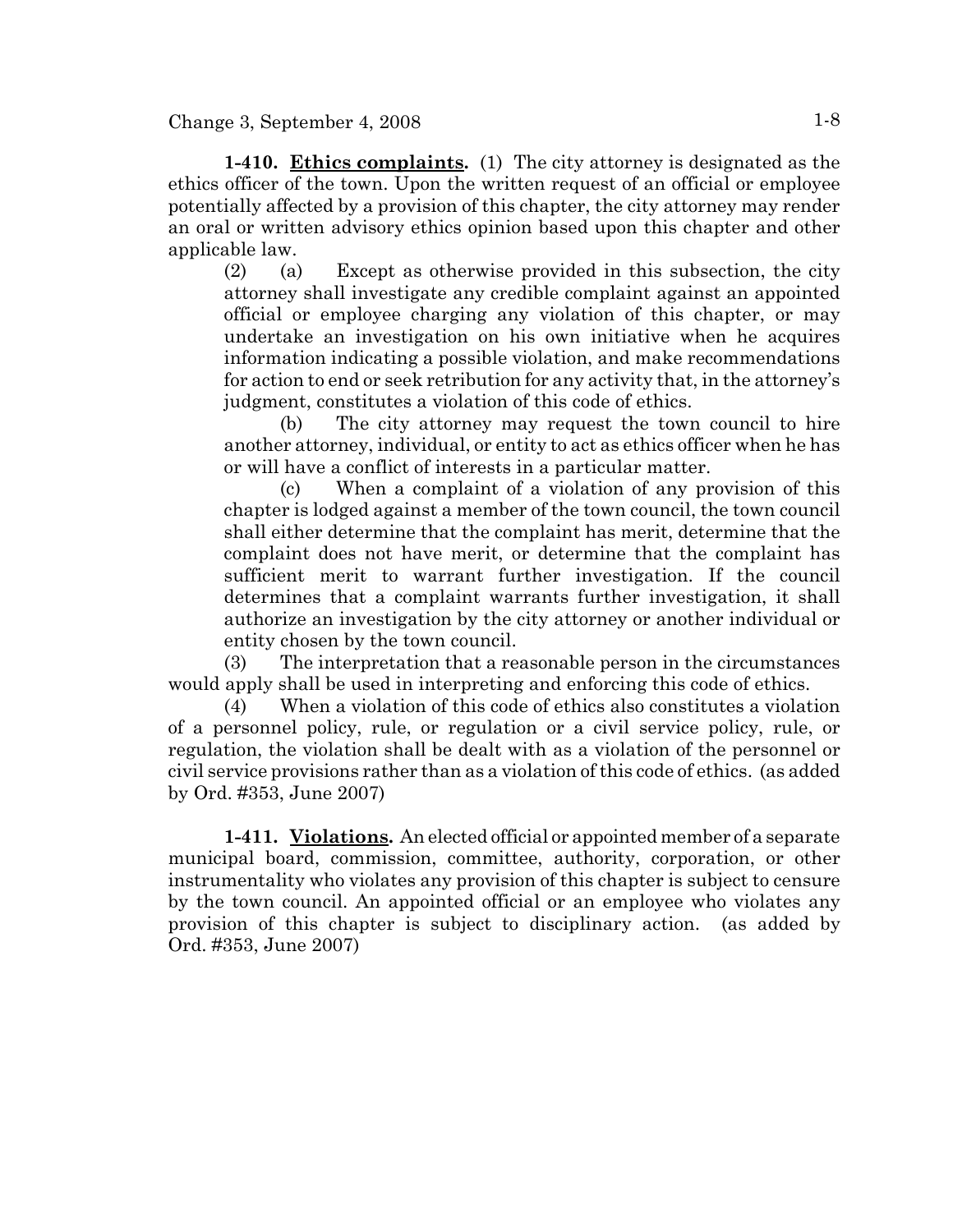**1-410. Ethics complaints.** (1) The city attorney is designated as the ethics officer of the town. Upon the written request of an official or employee potentially affected by a provision of this chapter, the city attorney may render an oral or written advisory ethics opinion based upon this chapter and other applicable law.

(2) (a) Except as otherwise provided in this subsection, the city attorney shall investigate any credible complaint against an appointed official or employee charging any violation of this chapter, or may undertake an investigation on his own initiative when he acquires information indicating a possible violation, and make recommendations for action to end or seek retribution for any activity that, in the attorney's judgment, constitutes a violation of this code of ethics.

(b) The city attorney may request the town council to hire another attorney, individual, or entity to act as ethics officer when he has or will have a conflict of interests in a particular matter.

(c) When a complaint of a violation of any provision of this chapter is lodged against a member of the town council, the town council shall either determine that the complaint has merit, determine that the complaint does not have merit, or determine that the complaint has sufficient merit to warrant further investigation. If the council determines that a complaint warrants further investigation, it shall authorize an investigation by the city attorney or another individual or entity chosen by the town council.

(3) The interpretation that a reasonable person in the circumstances would apply shall be used in interpreting and enforcing this code of ethics.

(4) When a violation of this code of ethics also constitutes a violation of a personnel policy, rule, or regulation or a civil service policy, rule, or regulation, the violation shall be dealt with as a violation of the personnel or civil service provisions rather than as a violation of this code of ethics. (as added by Ord. #353, June 2007)

**1-411. Violations.** An elected official or appointed member of a separate municipal board, commission, committee, authority, corporation, or other instrumentality who violates any provision of this chapter is subject to censure by the town council. An appointed official or an employee who violates any provision of this chapter is subject to disciplinary action. (as added by Ord. #353, June 2007)